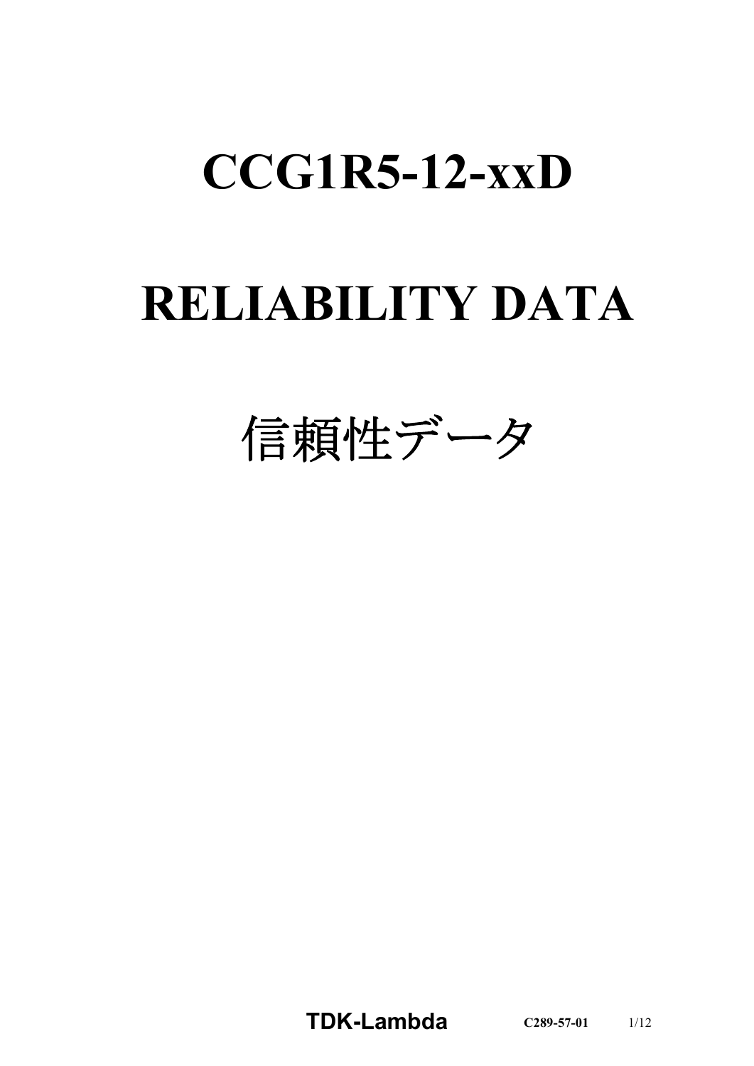# CCG1R5-12-xxD

# RELIABILITY DATA

# 信頼性データ

**TDK-Lambda** **C289-57-01**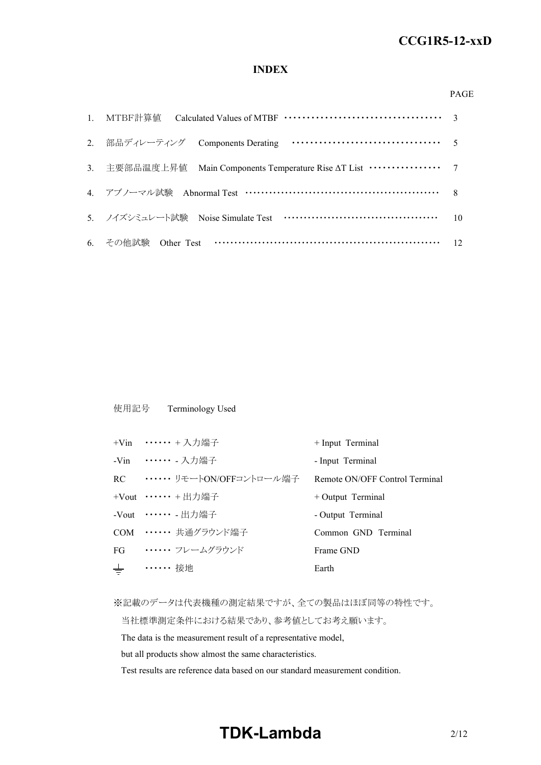## INDEX

| | | PAGE |
|---|---|---|
| 1. | MTBF計算値　Calculated Values of MTBF ································· | 3 |
| 2. | 部品ディレーティング　Components Derating ······························· | 5 |
| 3. | 主要部品温度上昇値　Main Components Temperature Rise ΔT List ················ | 7 |
| 4. | アブノーマル試験　Abnormal Test ············································ | 8 |
| 5. | ノイズシミュレート試験　Noise Simulate Test ································ | 10 |
| 6. | その他試験　Other Test ···················································· | 12 |

使用記号　Terminology Used

| | | |
|---|---|---|
| +Vin | ······ + 入力端子 | + Input Terminal |
| -Vin | ······ - 入力端子 | - Input Terminal |
| RC | ······ リモートON/OFFコントロール端子 | Remote ON/OFF Control Terminal |
| +Vout | ······ + 出力端子 | + Output Terminal |
| -Vout | ······ - 出力端子 | - Output Terminal |
| COM | ······ 共通グラウンド端子 | Common GND Terminal |
| FG | ······ フレームグラウンド | Frame GND |
| ⏚ | ······ 接地 | Earth |

※記載のデータは代表機種の測定結果ですが、全ての製品はほぼ同等の特性です。
当社標準測定条件における結果であり、参考値としてお考え願います。
The data is the measurement result of a representative model,
but all products show almost the same characteristics.
Test results are reference data based on our standard measurement condition.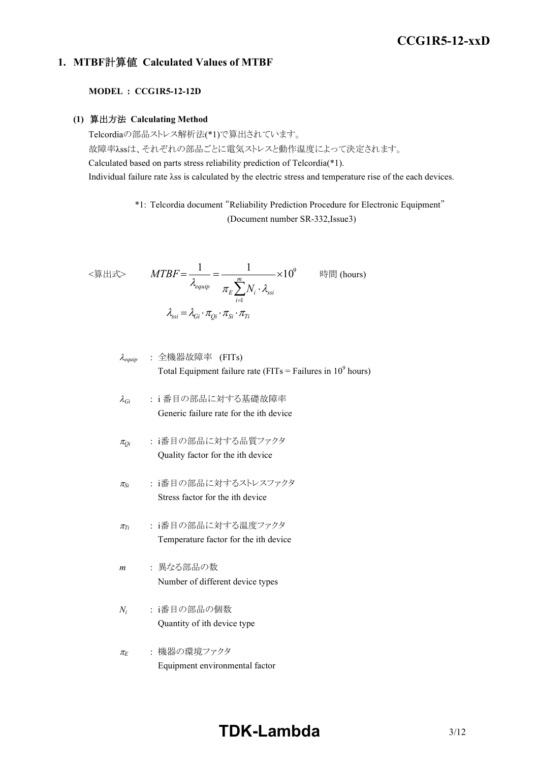## 1. MTBF計算値 Calculated Values of MTBF

**MODEL ： CCG1R5-12-12D**

### (1) 算出方法 Calculating Method

Telcordiaの部品ストレス解析法(*1)で算出されています。
故障率λssは、それぞれの部品ごとに電気ストレスと動作温度によって決定されます。
Calculated based on parts stress reliability prediction of Telcordia(*1).
Individual failure rate λss is calculated by the electric stress and temperature rise of the each devices.

*1: Telcordia document "Reliability Prediction Procedure for Electronic Equipment" (Document number SR-332,Issue3)

<算出式>

$$MTBF = \frac{1}{\lambda_{equip}} = \frac{1}{\pi_E \sum_{i=1}^{m} N_i \cdot \lambda_{ssi}} \times 10^9 \quad \text{時間 (hours)}$$

$$\lambda_{ssi} = \lambda_{Gi} \cdot \pi_{Qi} \cdot \pi_{Si} \cdot \pi_{Ti}$$

$\lambda_{equip}$ : 全機器故障率 (FITs)
Total Equipment failure rate (FITs = Failures in $10^9$ hours)

$\lambda_{Gi}$ : i 番目の部品に対する基礎故障率
Generic failure rate for the ith device

$\pi_{Qi}$ : i番目の部品に対する品質ファクタ
Quality factor for the ith device

$\pi_{Si}$ : i番目の部品に対するストレスファクタ
Stress factor for the ith device

$\pi_{Ti}$ : i番目の部品に対する温度ファクタ
Temperature factor for the ith device

$m$ : 異なる部品の数
Number of different device types

$N_i$ : i番目の部品の個数
Quantity of ith device type

$\pi_E$ : 機器の環境ファクタ
Equipment environmental factor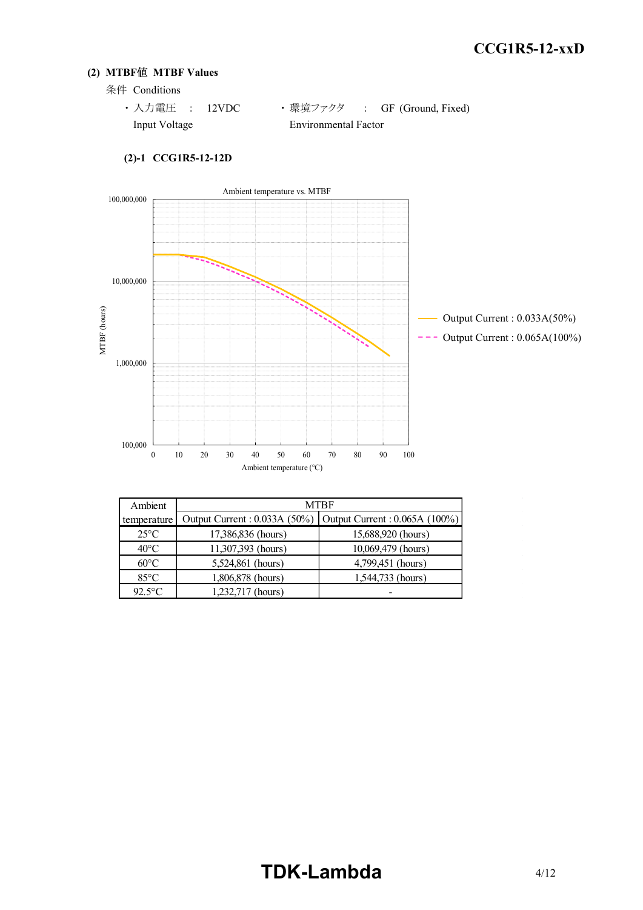### (2) MTBF値 MTBF Values

条件 Conditions

- 入力電圧 : 12VDC
  Input Voltage
- 環境ファクタ : GF (Ground, Fixed)
  Environmental Factor

#### (2)-1 CCG1R5-12-12D

Ambient temperature vs. MTBF

| Ambient temperature | MTBF | |
|---|---|---|
| | Output Current : 0.033A (50%) | Output Current : 0.065A (100%) |
| 25°C | 17,386,836 (hours) | 15,688,920 (hours) |
| 40°C | 11,307,393 (hours) | 10,069,479 (hours) |
| 60°C | 5,524,861 (hours) | 4,799,451 (hours) |
| 85°C | 1,806,878 (hours) | 1,544,733 (hours) |
| 92.5°C | 1,232,717 (hours) | - |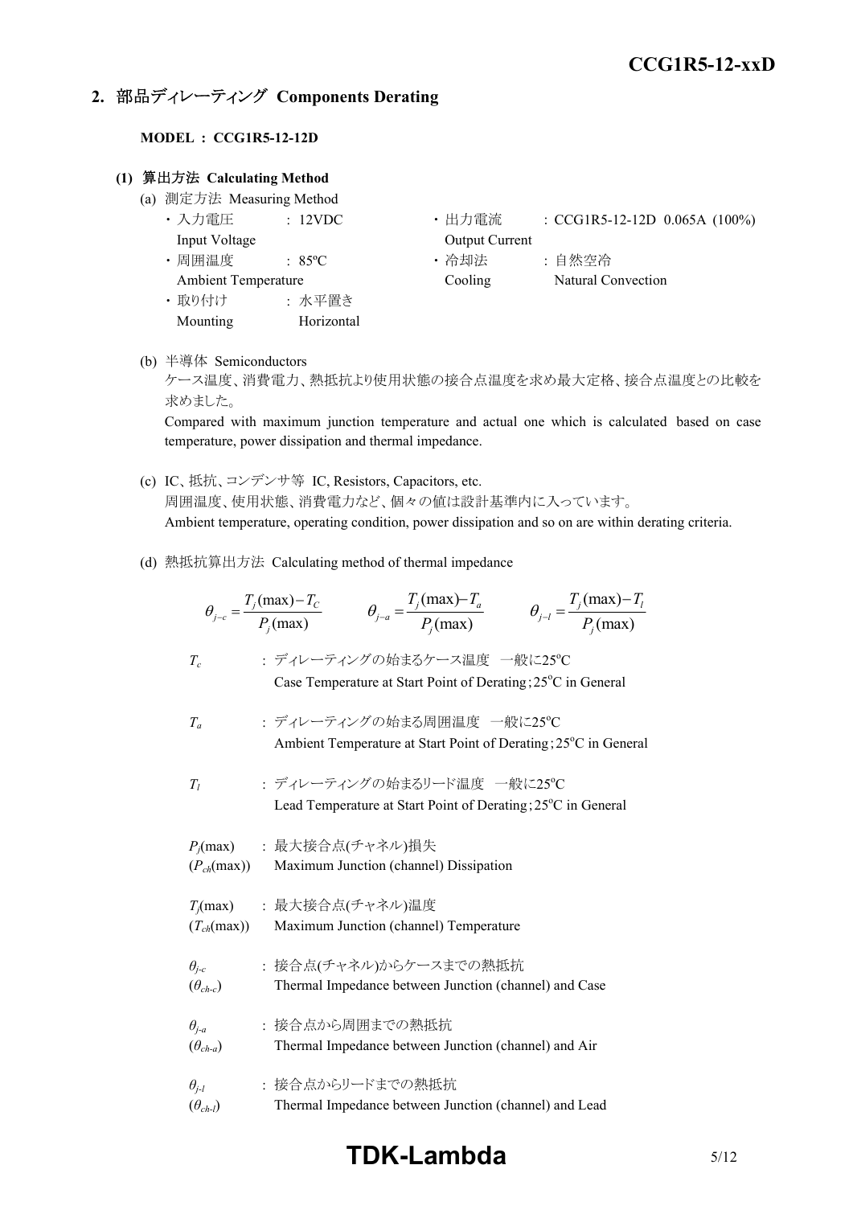## 2. 部品ディレーティング Components Derating

**MODEL : CCG1R5-12-12D**

### (1) 算出方法 Calculating Method

(a) 測定方法 Measuring Method

- ・入力電圧 Input Voltage : 12VDC
- ・出力電流 Output Current : CCG1R5-12-12D 0.065A (100%)
- ・周囲温度 Ambient Temperature : 85ºC
- ・冷却法 Cooling : 自然空冷 Natural Convection
- ・取り付け Mounting : 水平置き Horizontal

(b) 半導体 Semiconductors

ケース温度、消費電力、熱抵抗より使用状態の接合点温度を求め最大定格、接合点温度との比較を求めました。

Compared with maximum junction temperature and actual one which is calculated based on case temperature, power dissipation and thermal impedance.

(c) IC、抵抗、コンデンサ等 IC, Resistors, Capacitors, etc.

周囲温度、使用状態、消費電力など、個々の値は設計基準内に入っています。

Ambient temperature, operating condition, power dissipation and so on are within derating criteria.

(d) 熱抵抗算出方法 Calculating method of thermal impedance

$$\theta_{j-c} = \frac{T_j(\max) - T_C}{P_j(\max)} \qquad \theta_{j-a} = \frac{T_j(\max) - T_a}{P_j(\max)} \qquad \theta_{j-l} = \frac{T_j(\max) - T_l}{P_j(\max)}$$

$T_c$ : ディレーティングの始まるケース温度 一般に25ºC
Case Temperature at Start Point of Derating;25ºC in General

$T_a$ : ディレーティングの始まる周囲温度 一般に25ºC
Ambient Temperature at Start Point of Derating;25ºC in General

$T_l$ : ディレーティングの始まるリード温度 一般に25ºC
Lead Temperature at Start Point of Derating;25ºC in General

$P_j(\max)$ ($P_{ch}(\max)$) : 最大接合点(チャネル)損失
Maximum Junction (channel) Dissipation

$T_j(\max)$ ($T_{ch}(\max)$) : 最大接合点(チャネル)温度
Maximum Junction (channel) Temperature

$\theta_{j-c}$ ($\theta_{ch-c}$) : 接合点(チャネル)からケースまでの熱抵抗
Thermal Impedance between Junction (channel) and Case

$\theta_{j-a}$ ($\theta_{ch-a}$) : 接合点から周囲までの熱抵抗
Thermal Impedance between Junction (channel) and Air

$\theta_{j-l}$ ($\theta_{ch-l}$) : 接合点からリードまでの熱抵抗
Thermal Impedance between Junction (channel) and Lead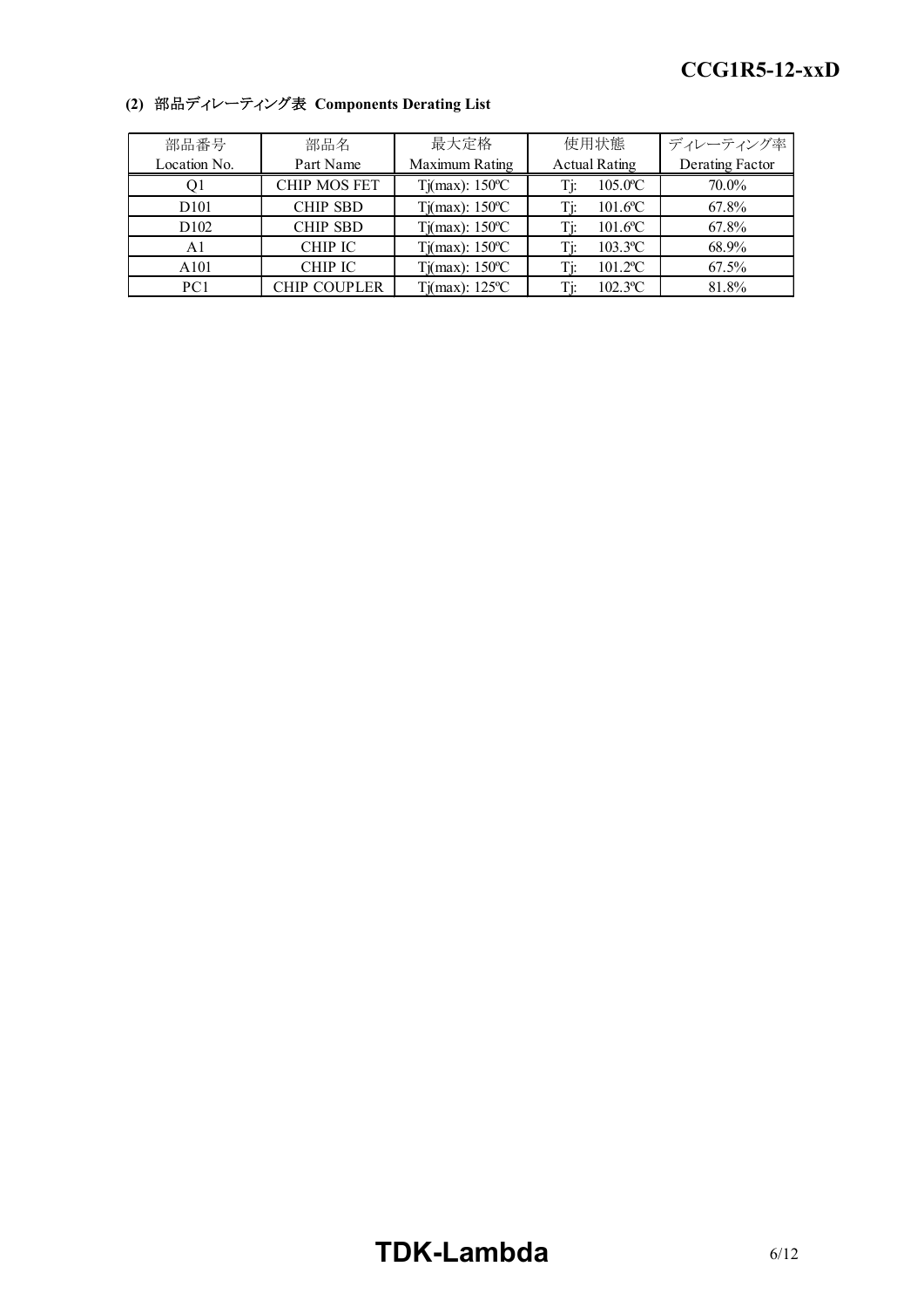**(2) 部品ディレーティング表 Components Derating List**

| 部品番号<br>Location No. | 部品名<br>Part Name | 最大定格<br>Maximum Rating | 使用状態<br>Actual Rating | ディレーティング率<br>Derating Factor |
|---|---|---|---|---|
| Q1 | CHIP MOS FET | Tj(max): 150ºC | Tj: 105.0ºC | 70.0% |
| D101 | CHIP SBD | Tj(max): 150ºC | Tj: 101.6ºC | 67.8% |
| D102 | CHIP SBD | Tj(max): 150ºC | Tj: 101.6ºC | 67.8% |
| A1 | CHIP IC | Tj(max): 150ºC | Tj: 103.3ºC | 68.9% |
| A101 | CHIP IC | Tj(max): 150ºC | Tj: 101.2ºC | 67.5% |
| PC1 | CHIP COUPLER | Tj(max): 125ºC | Tj: 102.3ºC | 81.8% |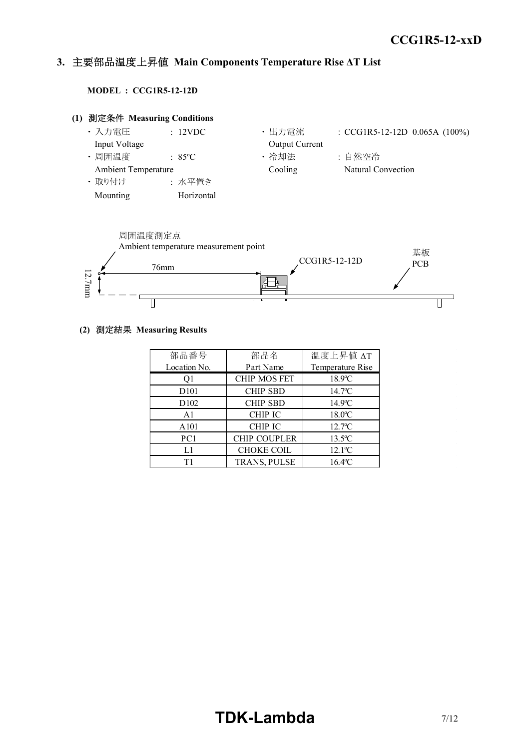## 3. 主要部品温度上昇値 Main Components Temperature Rise ΔT List

**MODEL : CCG1R5-12-12D**

**(1) 測定条件 Measuring Conditions**

- 入力電圧 Input Voltage : 12VDC
- 周囲温度 Ambient Temperature : 85ºC
- 取り付け Mounting : 水平置き Horizontal
- 出力電流 Output Current : CCG1R5-12-12D 0.065A (100%)
- 冷却法 Cooling : 自然空冷 Natural Convection

周囲温度測定点
Ambient temperature measurement point

76mm

12.7mm

CCG1R5-12-12D

基板
PCB

**(2) 測定結果 Measuring Results**

| 部品番号<br>Location No. | 部品名<br>Part Name | 温度上昇値 ΔT<br>Temperature Rise |
|---|---|---|
| Q1 | CHIP MOS FET | 18.9℃ |
| D101 | CHIP SBD | 14.7℃ |
| D102 | CHIP SBD | 14.9℃ |
| A1 | CHIP IC | 18.0℃ |
| A101 | CHIP IC | 12.7℃ |
| PC1 | CHIP COUPLER | 13.5℃ |
| L1 | CHOKE COIL | 12.1℃ |
| T1 | TRANS, PULSE | 16.4℃ |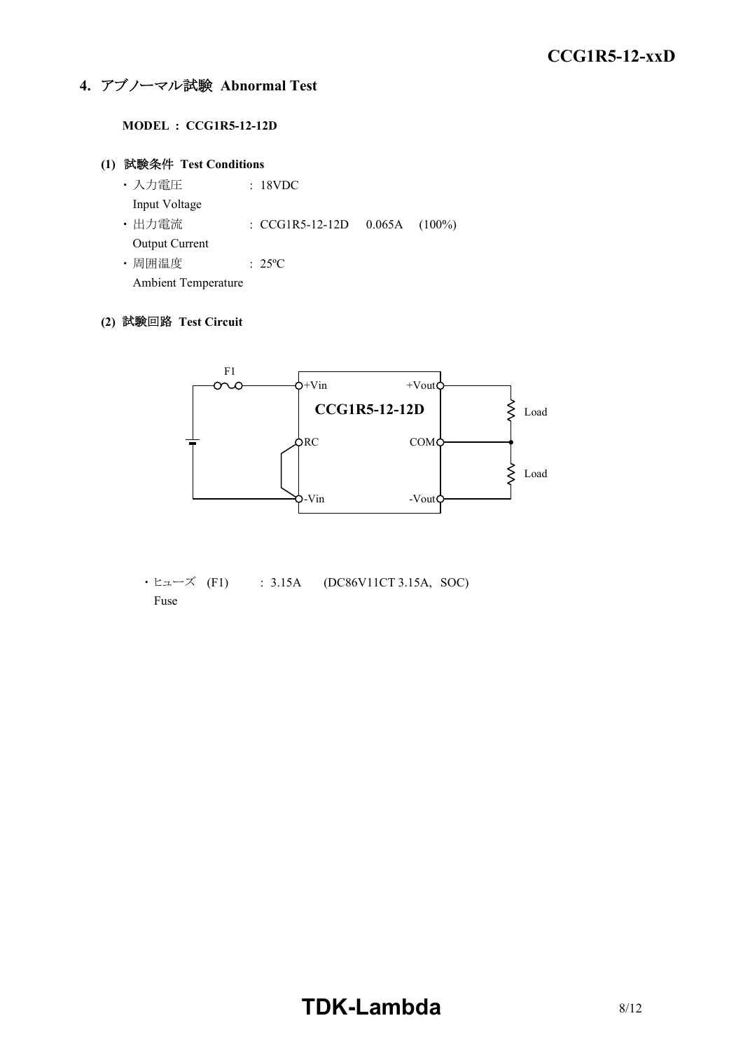## 4. アブノーマル試験 Abnormal Test

**MODEL : CCG1R5-12-12D**

### (1) 試験条件 Test Conditions

- 入力電圧 : 18VDC
  Input Voltage
- 出力電流 : CCG1R5-12-12D 0.065A (100%)
  Output Current
- 周囲温度 : 25ºC
  Ambient Temperature

### (2) 試験回路 Test Circuit

F1

+Vin +Vout

**CCG1R5-12-12D**

Load

RC COM

Load

-Vin -Vout

- ヒューズ (F1) : 3.15A (DC86V11CT 3.15A, SOC)
  Fuse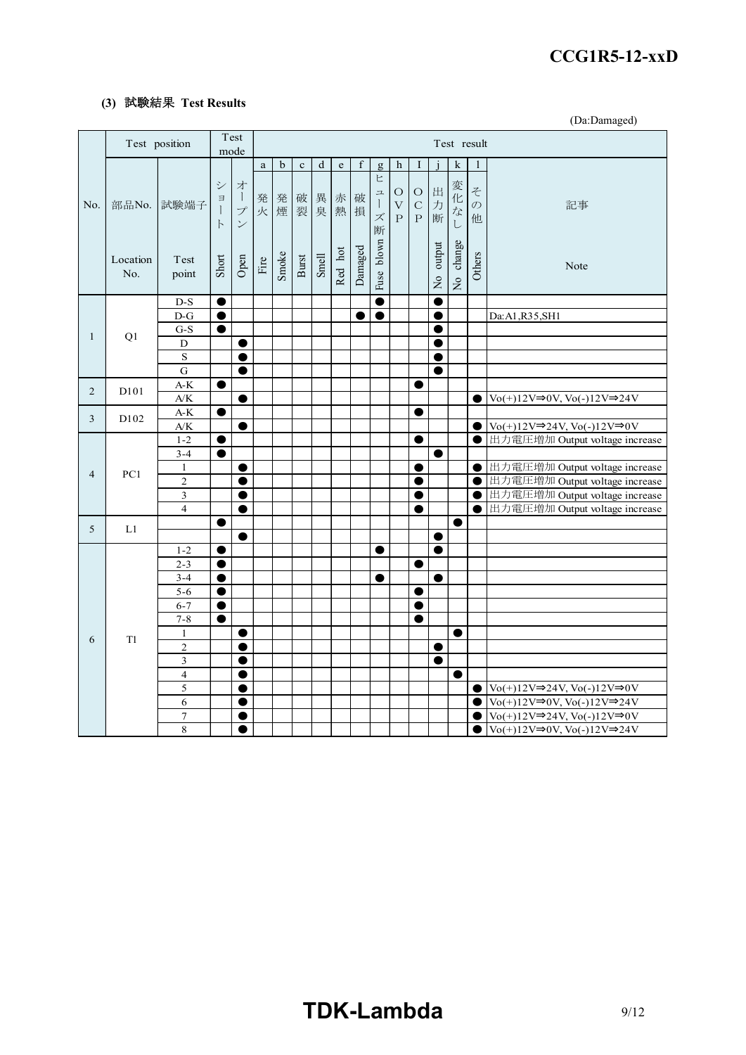### (3) 試験結果 Test Results

(Da:Damaged)

| No. | 部品No. Location No. | 試験端子 Test point | ショート Short | オープン Open | a 発火 Fire | b 発煙 Smoke | c 破裂 Burst | d 異臭 Smell | e 赤熱 Red hot | f 破損 Damaged | g ヒューズ断 Fuse blown | h OVP | I OCP | j 出力断 No output | k 変化なし No change | l その他 Others | 記事 Note |
|---|---|---|---|---|---|---|---|---|---|---|---|---|---|---|---|---|---|
| 1 | Q1 | D-S | ● | | | | | | | | ● | | | ● | | | |
| | | D-G | ● | | | | | | | ● | ● | | | ● | | | Da:A1,R35,SH1 |
| | | G-S | ● | | | | | | | | | | | ● | | | |
| | | D | | ● | | | | | | | | | | ● | | | |
| | | S | | ● | | | | | | | | | | ● | | | |
| | | G | | ● | | | | | | | | | | ● | | | |
| 2 | D101 | A-K | ● | | | | | | | | | | ● | | | | |
| | | A/K | | ● | | | | | | | | | | | | ● | Vo(+)12V⇒0V, Vo(-)12V⇒24V |
| 3 | D102 | A-K | ● | | | | | | | | | | ● | | | | |
| | | A/K | | ● | | | | | | | | | | | | ● | Vo(+)12V⇒24V, Vo(-)12V⇒0V |
| 4 | PC1 | 1-2 | ● | | | | | | | | | | ● | | | ● | 出力電圧増加 Output voltage increase |
| | | 3-4 | ● | | | | | | | | | | | ● | | | |
| | | 1 | | ● | | | | | | | | | ● | | | ● | 出力電圧増加 Output voltage increase |
| | | 2 | | ● | | | | | | | | | ● | | | ● | 出力電圧増加 Output voltage increase |
| | | 3 | | ● | | | | | | | | | ● | | | ● | 出力電圧増加 Output voltage increase |
| | | 4 | | ● | | | | | | | | | ● | | | ● | 出力電圧増加 Output voltage increase |
| 5 | L1 | | ● | | | | | | | | | | | | ● | | |
| | | | | ● | | | | | | | | | | ● | | | |
| 6 | T1 | 1-2 | ● | | | | | | | | ● | | | ● | | | |
| | | 2-3 | ● | | | | | | | | | | ● | | | | |
| | | 3-4 | ● | | | | | | | | ● | | | ● | | | |
| | | 5-6 | ● | | | | | | | | | | ● | | | | |
| | | 6-7 | ● | | | | | | | | | | ● | | | | |
| | | 7-8 | ● | | | | | | | | | | ● | | | | |
| | | 1 | | ● | | | | | | | | | | | ● | | |
| | | 2 | | ● | | | | | | | | | | ● | | | |
| | | 3 | | ● | | | | | | | | | | ● | | | |
| | | 4 | | ● | | | | | | | | | | | ● | | |
| | | 5 | | ● | | | | | | | | | | | | ● | Vo(+)12V⇒24V, Vo(-)12V⇒0V |
| | | 6 | | ● | | | | | | | | | | | | ● | Vo(+)12V⇒0V, Vo(-)12V⇒24V |
| | | 7 | | ● | | | | | | | | | | | | ● | Vo(+)12V⇒24V, Vo(-)12V⇒0V |
| | | 8 | | ● | | | | | | | | | | | | ● | Vo(+)12V⇒0V, Vo(-)12V⇒24V |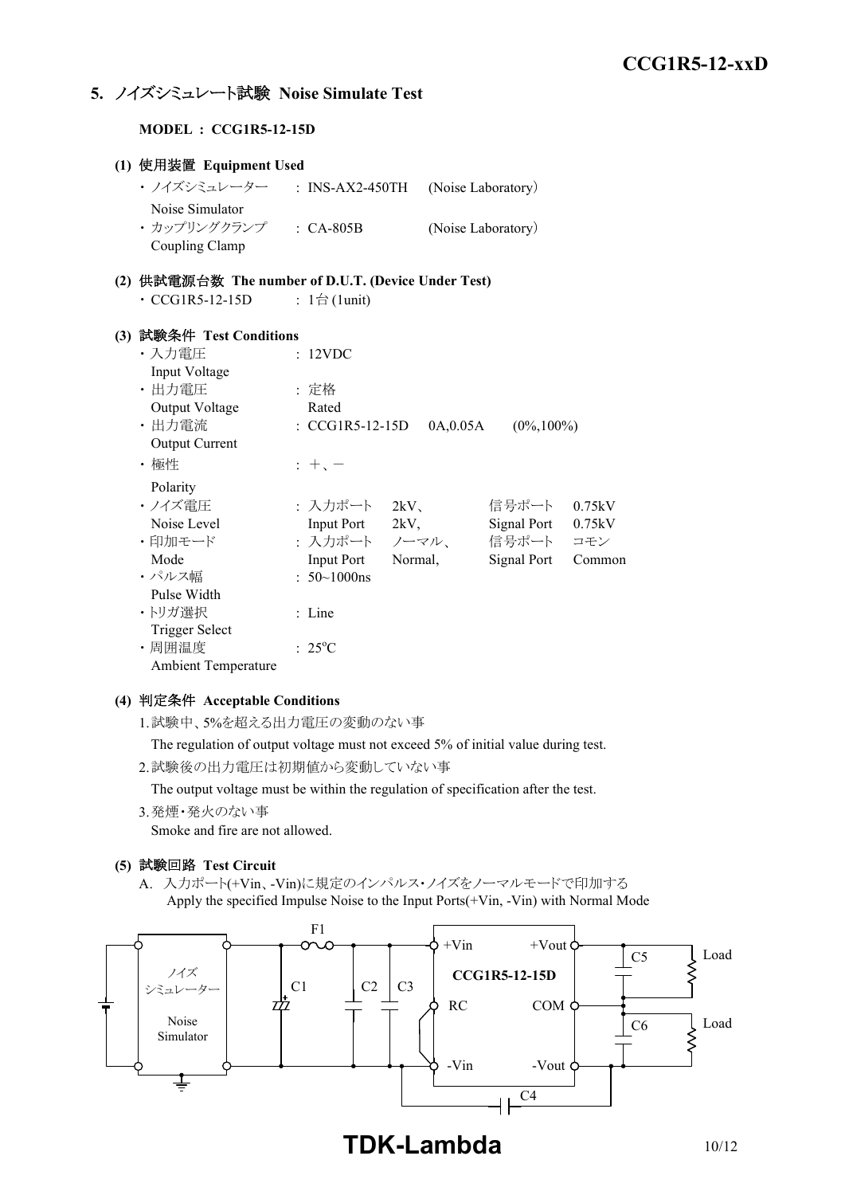## 5. ノイズシミュレート試験 Noise Simulate Test

**MODEL : CCG1R5-12-15D**

### (1) 使用装置 Equipment Used

- ノイズシミュレーター Noise Simulator : INS-AX2-450TH (Noise Laboratory)
- カップリングクランプ Coupling Clamp : CA-805B (Noise Laboratory)

### (2) 供試電源台数 The number of D.U.T. (Device Under Test)

- CCG1R5-12-15D : 1台 (1unit)

### (3) 試験条件 Test Conditions

| | |
|---|---|
| ・入力電圧 Input Voltage | : 12VDC |
| ・出力電圧 Output Voltage | : 定格 Rated |
| ・出力電流 Output Current | : CCG1R5-12-15D 0A,0.05A (0%,100%) |
| ・極性 Polarity | : ＋、－ |
| ・ノイズ電圧 Noise Level | : 入力ポート Input Port 2kV、 信号ポート Signal Port 0.75kV |
| ・印加モード Mode | : 入力ポート Input Port ノーマル、Normal, 信号ポート Signal Port コモン Common |
| ・パルス幅 Pulse Width | : 50~1000ns |
| ・トリガ選択 Trigger Select | : Line |
| ・周囲温度 Ambient Temperature | : 25°C |

### (4) 判定条件 Acceptable Conditions

1. 試験中、5%を超える出力電圧の変動のない事
   The regulation of output voltage must not exceed 5% of initial value during test.
2. 試験後の出力電圧は初期値から変動していない事
   The output voltage must be within the regulation of specification after the test.
3. 発煙・発火のない事
   Smoke and fire are not allowed.

### (5) 試験回路 Test Circuit

A. 入力ポート(+Vin、-Vin)に規定のインパルス・ノイズをノーマルモードで印加する
Apply the specified Impulse Noise to the Input Ports(+Vin, -Vin) with Normal Mode

ノイズシミュレーター Noise Simulator — F1 — C1 — C2 — C3 — +Vin / RC / -Vin — CCG1R5-12-15D — +Vout / COM / -Vout — C5 — Load — C6 — Load — C4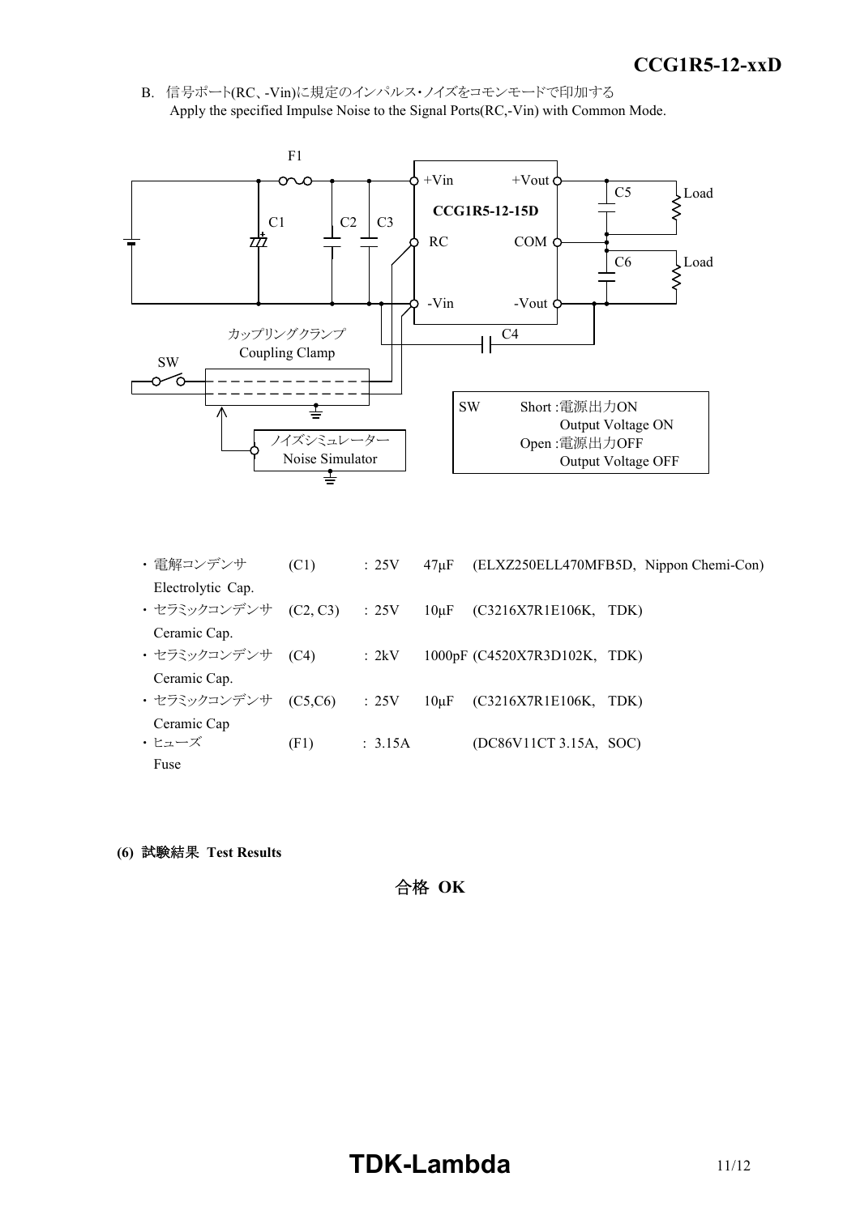B. 信号ポート(RC、-Vin)に規定のインパルス･ノイズをコモンモードで印加する
Apply the specified Impulse Noise to the Signal Ports(RC,-Vin) with Common Mode.

F1

+Vin +Vout

CCG1R5-12-15D

C1 C2 C3

RC COM

C5 Load

C6 Load

-Vin -Vout

カップリングクランプ
Coupling Clamp

C4

SW

ノイズシミュレーター
Noise Simulator

| SW | |
|---|---|
| Short :電源出力ON | Output Voltage ON |
| Open :電源出力OFF | Output Voltage OFF |

- 電解コンデンサ Electrolytic Cap. (C1) : 25V 47μF (ELXZ250ELL470MFB5D, Nippon Chemi-Con)
- セラミックコンデンサ Ceramic Cap. (C2, C3) : 25V 10μF (C3216X7R1E106K, TDK)
- セラミックコンデンサ Ceramic Cap. (C4) : 2kV 1000pF (C4520X7R3D102K, TDK)
- セラミックコンデンサ Ceramic Cap (C5,C6) : 25V 10μF (C3216X7R1E106K, TDK)
- ヒューズ Fuse (F1) : 3.15A (DC86V11CT 3.15A, SOC)

**(6) 試験結果 Test Results**

**合格 OK**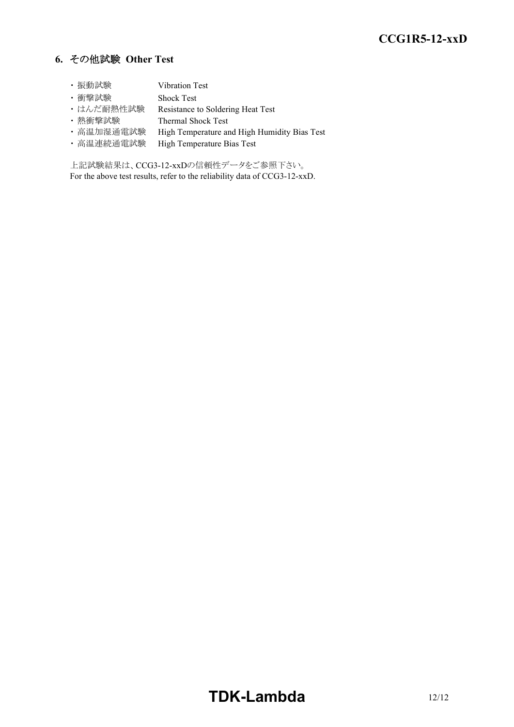## 6. その他試験 Other Test

- ・振動試験 Vibration Test
- ・衝撃試験 Shock Test
- ・はんだ耐熱性試験 Resistance to Soldering Heat Test
- ・熱衝撃試験 Thermal Shock Test
- ・高温加湿通電試験 High Temperature and High Humidity Bias Test
- ・高温連続通電試験 High Temperature Bias Test

上記試験結果は、CCG3-12-xxDの信頼性データをご参照下さい。
For the above test results, refer to the reliability data of CCG3-12-xxD.